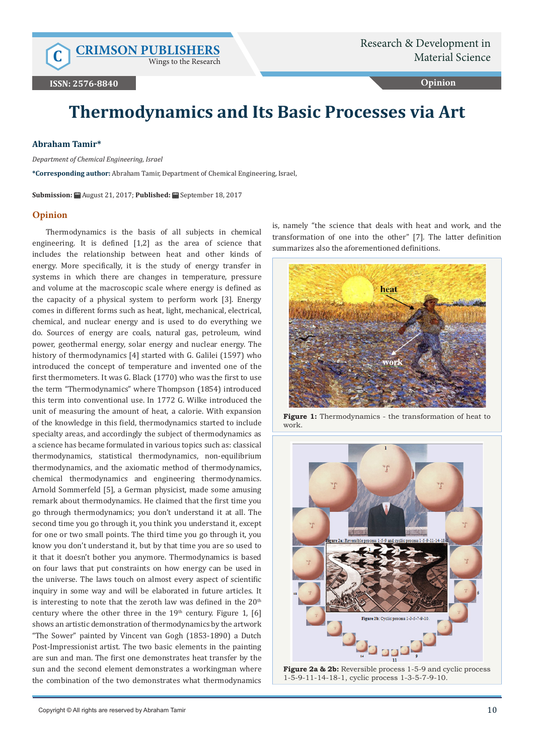# Thermodynamics and Its Basic Processes via Art

**Abraham Tamir***

*Department of Chemical Engineering, Israel*

***Corresponding author:** Abraham Tamir, Department of Chemical Engineering, Israel,

**Submission:** August 21, 2017; **Published:** September 18, 2017

## Opinion

Thermodynamics is the basis of all subjects in chemical engineering. It is defined [1,2] as the area of science that includes the relationship between heat and other kinds of energy. More specifically, it is the study of energy transfer in systems in which there are changes in temperature, pressure and volume at the macroscopic scale where energy is defined as the capacity of a physical system to perform work [3]. Energy comes in different forms such as heat, light, mechanical, electrical, chemical, and nuclear energy and is used to do everything we do. Sources of energy are coals, natural gas, petroleum, wind power, geothermal energy, solar energy and nuclear energy. The history of thermodynamics [4] started with G. Galilei (1597) who introduced the concept of temperature and invented one of the first thermometers. It was G. Black (1770) who was the first to use the term "Thermodynamics" where Thompson (1854) introduced this term into conventional use. In 1772 G. Wilke introduced the unit of measuring the amount of heat, a calorie. With expansion of the knowledge in this field, thermodynamics started to include specialty areas, and accordingly the subject of thermodynamics as a science has became formulated in various topics such as: classical thermodynamics, statistical thermodynamics, non-equilibrium thermodynamics, and the axiomatic method of thermodynamics, chemical thermodynamics and engineering thermodynamics. Arnold Sommerfeld [5], a German physicist, made some amusing remark about thermodynamics. He claimed that the first time you go through thermodynamics; you don't understand it at all. The second time you go through it, you think you understand it, except for one or two small points. The third time you go through it, you know you don't understand it, but by that time you are so used to it that it doesn't bother you anymore. Thermodynamics is based on four laws that put constraints on how energy can be used in the universe. The laws touch on almost every aspect of scientific inquiry in some way and will be elaborated in future articles. It is interesting to note that the zeroth law was defined in the 20th century where the other three in the 19th century. Figure 1, [6] shows an artistic demonstration of thermodynamics by the artwork "The Sower" painted by Vincent van Gogh (1853-1890) a Dutch Post-Impressionist artist. The two basic elements in the painting are sun and man. The first one demonstrates heat transfer by the sun and the second element demonstrates a workingman where the combination of the two demonstrates what thermodynamics is, namely "the science that deals with heat and work, and the transformation of one into the other" [7]. The latter definition summarizes also the aforementioned definitions.

**Figure 1:** Thermodynamics - the transformation of heat to work.

**Figure 2a & 2b:** Reversible process 1-5-9 and cyclic process 1-5-9-11-14-18-1, cyclic process 1-3-5-7-9-10.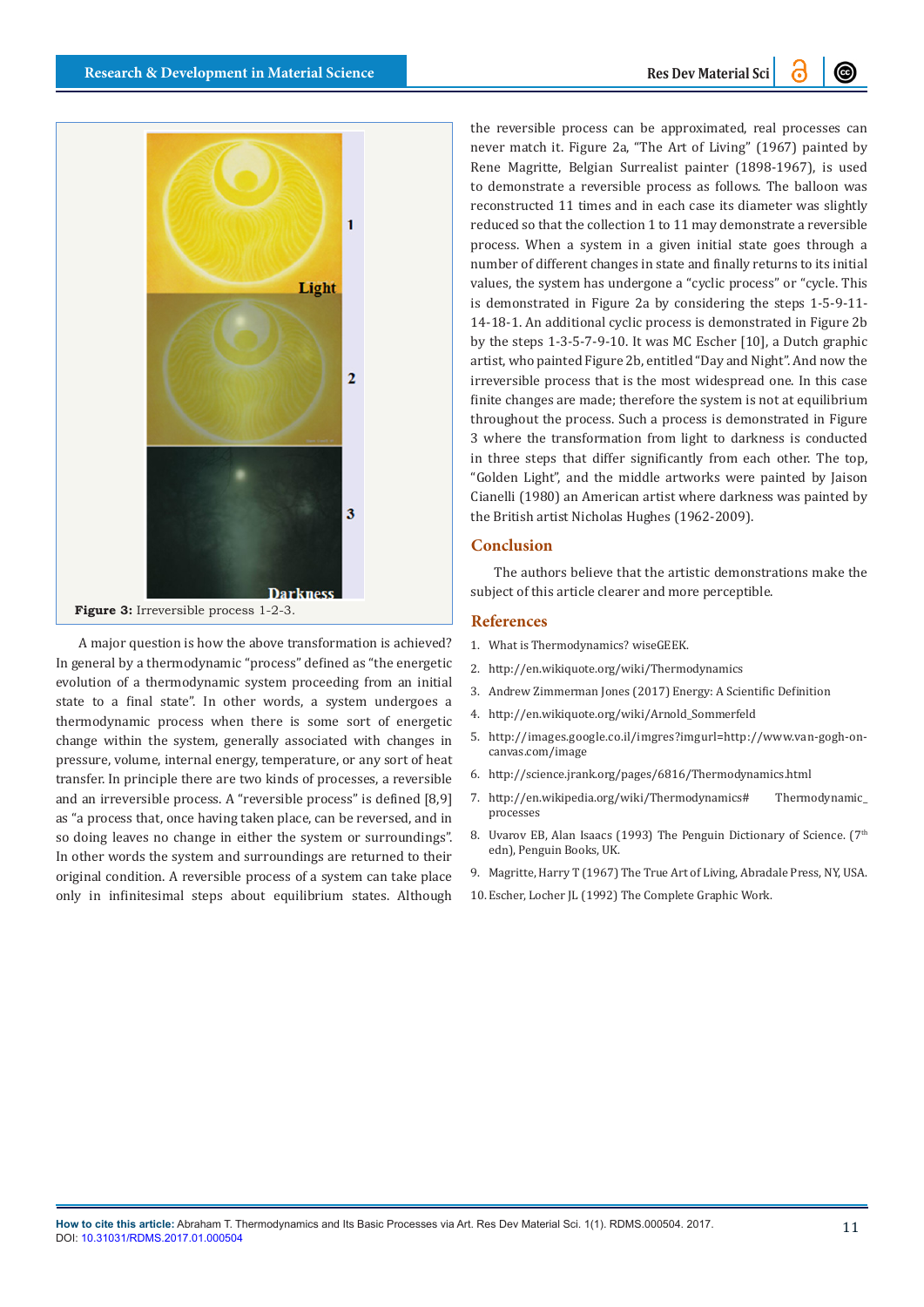Light

1

2

3

Darkness

**Figure 3:** Irreversible process 1-2-3.

A major question is how the above transformation is achieved? In general by a thermodynamic "process" defined as "the energetic evolution of a thermodynamic system proceeding from an initial state to a final state". In other words, a system undergoes a thermodynamic process when there is some sort of energetic change within the system, generally associated with changes in pressure, volume, internal energy, temperature, or any sort of heat transfer. In principle there are two kinds of processes, a reversible and an irreversible process. A "reversible process" is defined [8,9] as "a process that, once having taken place, can be reversed, and in so doing leaves no change in either the system or surroundings". In other words the system and surroundings are returned to their original condition. A reversible process of a system can take place only in infinitesimal steps about equilibrium states. Although the reversible process can be approximated, real processes can never match it. Figure 2a, "The Art of Living" (1967) painted by Rene Magritte, Belgian Surrealist painter (1898-1967), is used to demonstrate a reversible process as follows. The balloon was reconstructed 11 times and in each case its diameter was slightly reduced so that the collection 1 to 11 may demonstrate a reversible process. When a system in a given initial state goes through a number of different changes in state and finally returns to its initial values, the system has undergone a "cyclic process" or "cycle. This is demonstrated in Figure 2a by considering the steps 1-5-9-11-14-18-1. An additional cyclic process is demonstrated in Figure 2b by the steps 1-3-5-7-9-10. It was MC Escher [10], a Dutch graphic artist, who painted Figure 2b, entitled "Day and Night". And now the irreversible process that is the most widespread one. In this case finite changes are made; therefore the system is not at equilibrium throughout the process. Such a process is demonstrated in Figure 3 where the transformation from light to darkness is conducted in three steps that differ significantly from each other. The top, "Golden Light", and the middle artworks were painted by Jaison Cianelli (1980) an American artist where darkness was painted by the British artist Nicholas Hughes (1962-2009).

## Conclusion

The authors believe that the artistic demonstrations make the subject of this article clearer and more perceptible.

## References

1. What is Thermodynamics? wiseGEEK.
2. http://en.wikiquote.org/wiki/Thermodynamics
3. Andrew Zimmerman Jones (2017) Energy: A Scientific Definition
4. http://en.wikiquote.org/wiki/Arnold_Sommerfeld
5. http://images.google.co.il/imgres?imgurl=http://www.van-gogh-on-canvas.com/image
6. http://science.jrank.org/pages/6816/Thermodynamics.html
7. http://en.wikipedia.org/wiki/Thermodynamics# Thermodynamic_processes
8. Uvarov EB, Alan Isaacs (1993) The Penguin Dictionary of Science. (7th edn), Penguin Books, UK.
9. Magritte, Harry T (1967) The True Art of Living, Abradale Press, NY, USA.
10. Escher, Locher JL (1992) The Complete Graphic Work.

**How to cite this article:** Abraham T. Thermodynamics and Its Basic Processes via Art. Res Dev Material Sci. 1(1). RDMS.000504. 2017. DOI: 10.31031/RDMS.2017.01.000504